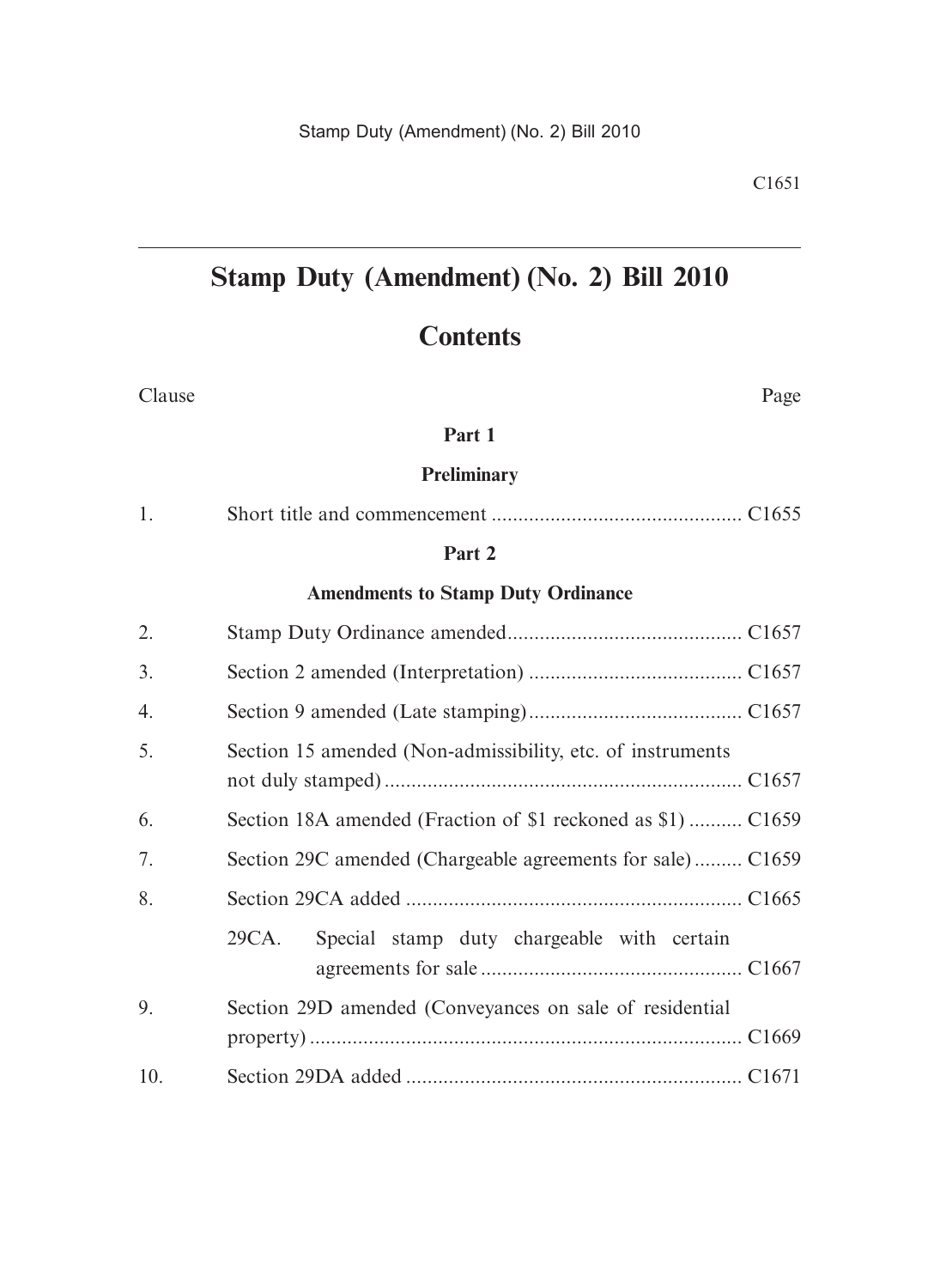# Stamp Duty (Amendment) (No. 2) Bill 2010

## Contents

| Clause | | Page |
|---|---|---|
| | **Part 1** | |
| | **Preliminary** | |
| 1. | Short title and commencement | C1655 |
| | **Part 2** | |
| | **Amendments to Stamp Duty Ordinance** | |
| 2. | Stamp Duty Ordinance amended | C1657 |
| 3. | Section 2 amended (Interpretation) | C1657 |
| 4. | Section 9 amended (Late stamping) | C1657 |
| 5. | Section 15 amended (Non-admissibility, etc. of instruments not duly stamped) | C1657 |
| 6. | Section 18A amended (Fraction of $1 reckoned as $1) | C1659 |
| 7. | Section 29C amended (Chargeable agreements for sale) | C1659 |
| 8. | Section 29CA added | C1665 |
| | 29CA. Special stamp duty chargeable with certain agreements for sale | C1667 |
| 9. | Section 29D amended (Conveyances on sale of residential property) | C1669 |
| 10. | Section 29DA added | C1671 |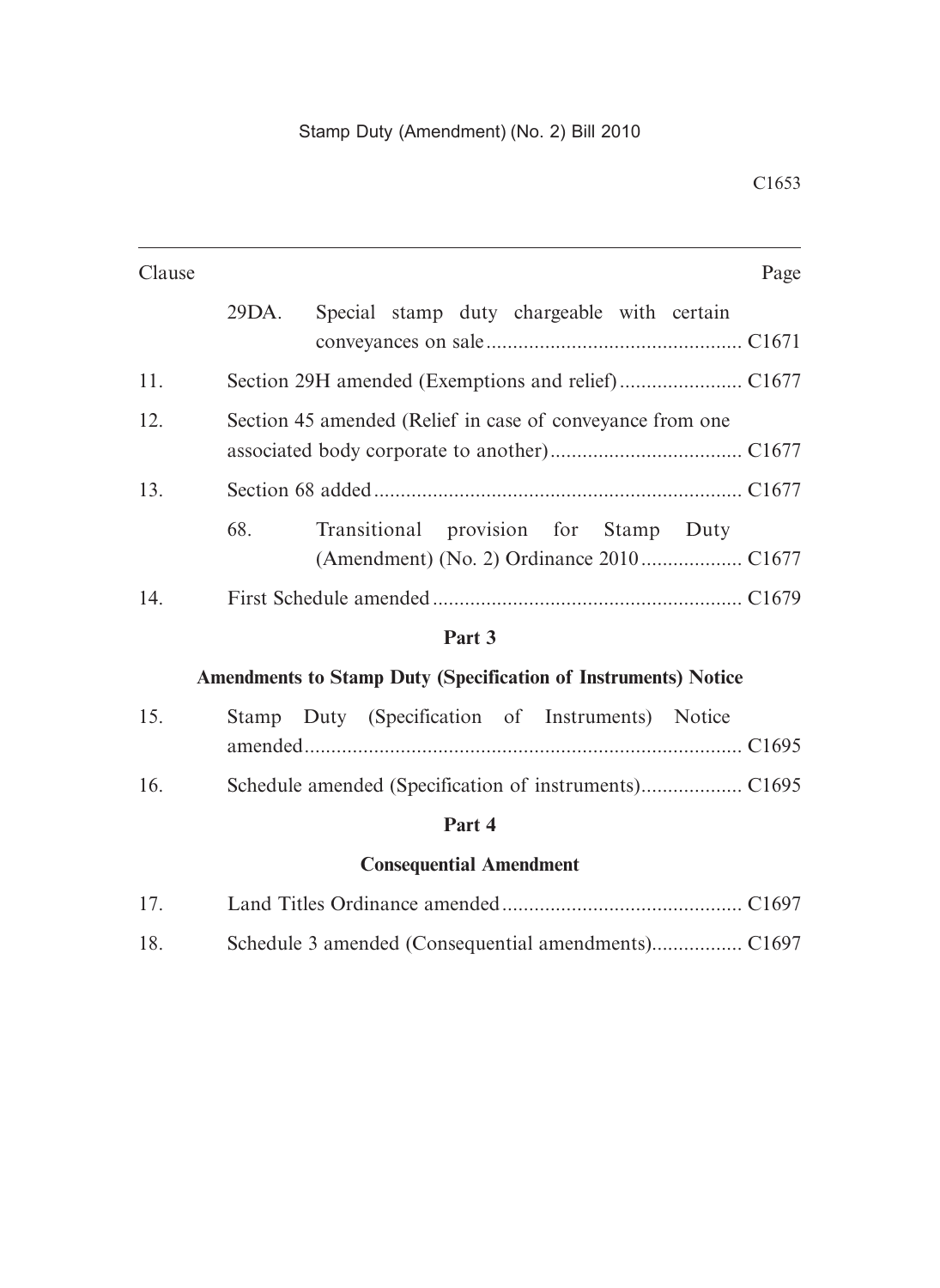| Clause | | Page |
|---|---|---|
| | 29DA. Special stamp duty chargeable with certain conveyances on sale | C1671 |
| 11. | Section 29H amended (Exemptions and relief) | C1677 |
| 12. | Section 45 amended (Relief in case of conveyance from one associated body corporate to another) | C1677 |
| 13. | Section 68 added | C1677 |
| | 68. Transitional provision for Stamp Duty (Amendment) (No. 2) Ordinance 2010 | C1677 |
| 14. | First Schedule amended | C1679 |

## Part 3

### Amendments to Stamp Duty (Specification of Instruments) Notice

| | | |
|---|---|---|
| 15. | Stamp Duty (Specification of Instruments) Notice amended | C1695 |
| 16. | Schedule amended (Specification of instruments) | C1695 |

## Part 4

### Consequential Amendment

| | | |
|---|---|---|
| 17. | Land Titles Ordinance amended | C1697 |
| 18. | Schedule 3 amended (Consequential amendments) | C1697 |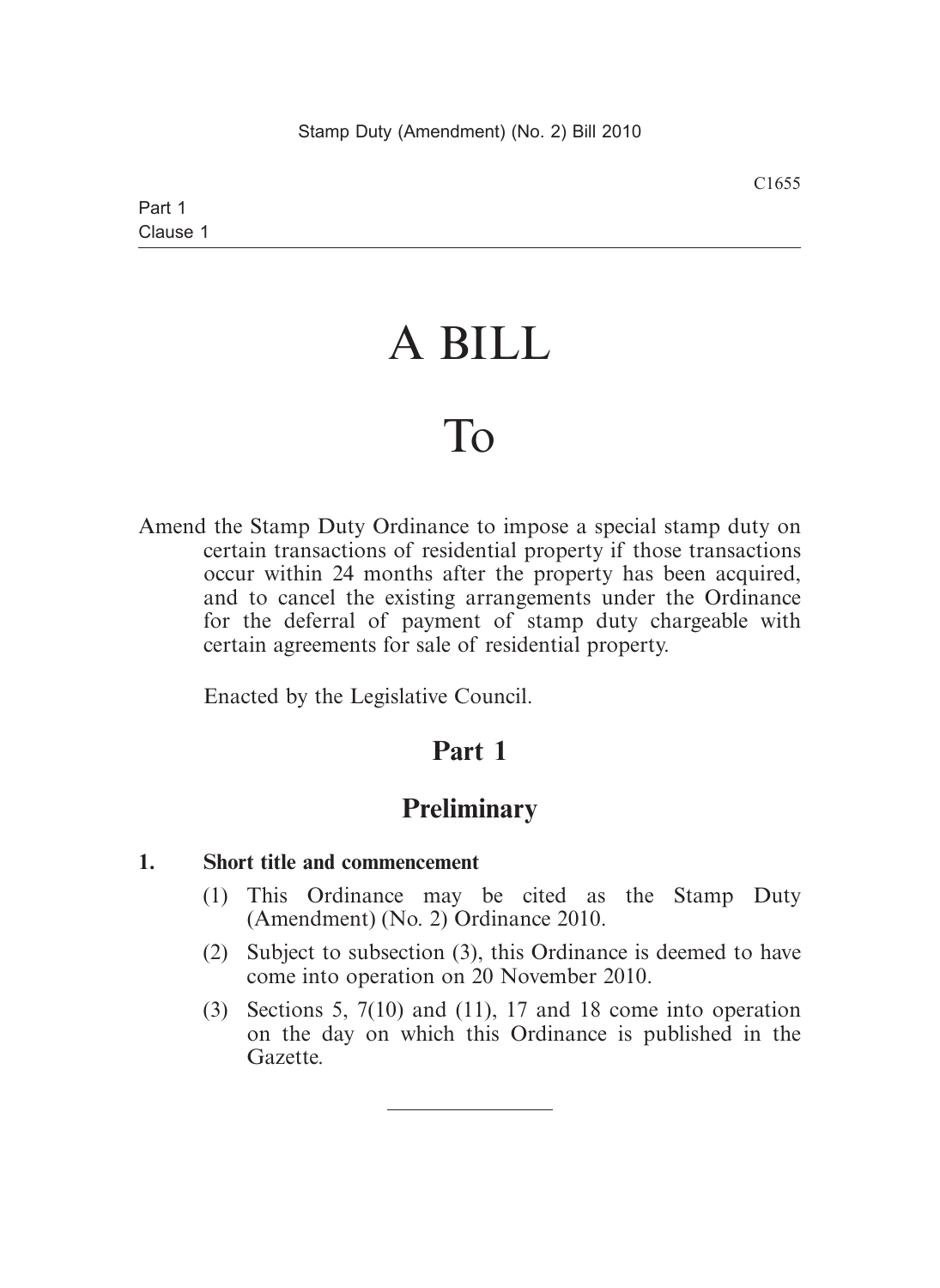# A BILL

# To

Amend the Stamp Duty Ordinance to impose a special stamp duty on certain transactions of residential property if those transactions occur within 24 months after the property has been acquired, and to cancel the existing arrangements under the Ordinance for the deferral of payment of stamp duty chargeable with certain agreements for sale of residential property.

Enacted by the Legislative Council.

## Part 1

## Preliminary

**1. Short title and commencement**

(1) This Ordinance may be cited as the Stamp Duty (Amendment) (No. 2) Ordinance 2010.

(2) Subject to subsection (3), this Ordinance is deemed to have come into operation on 20 November 2010.

(3) Sections 5, 7(10) and (11), 17 and 18 come into operation on the day on which this Ordinance is published in the Gazette.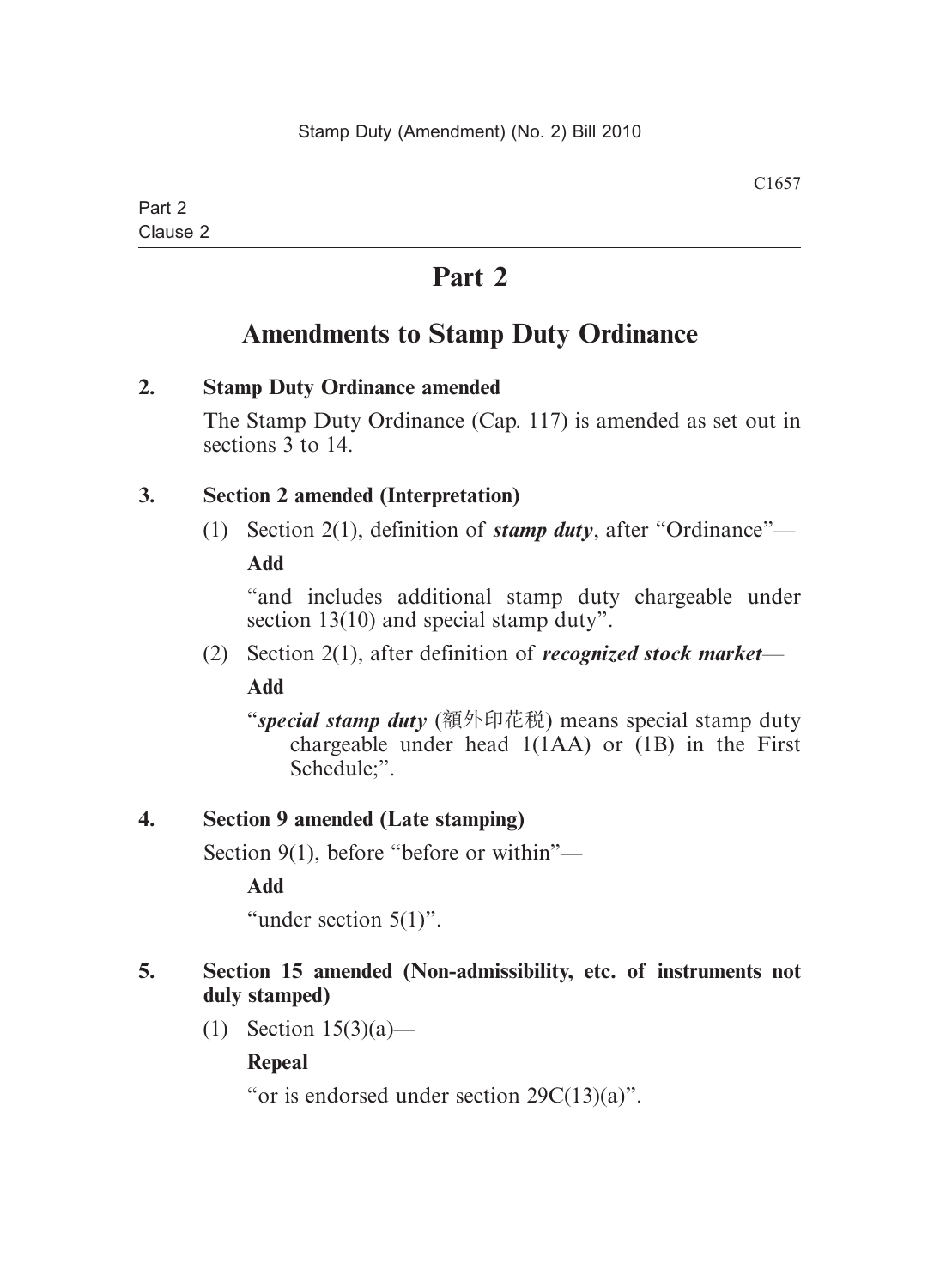# Part 2

## Amendments to Stamp Duty Ordinance

**2. Stamp Duty Ordinance amended**

The Stamp Duty Ordinance (Cap. 117) is amended as set out in sections 3 to 14.

**3. Section 2 amended (Interpretation)**

(1) Section 2(1), definition of ***stamp duty***, after "Ordinance"—

**Add**

"and includes additional stamp duty chargeable under section 13(10) and special stamp duty".

(2) Section 2(1), after definition of ***recognized stock market***—

**Add**

"***special stamp duty*** (額外印花稅) means special stamp duty chargeable under head 1(1AA) or (1B) in the First Schedule;".

**4. Section 9 amended (Late stamping)**

Section 9(1), before "before or within"—

**Add**

"under section 5(1)".

**5. Section 15 amended (Non-admissibility, etc. of instruments not duly stamped)**

(1) Section 15(3)(a)—

**Repeal**

"or is endorsed under section 29C(13)(a)".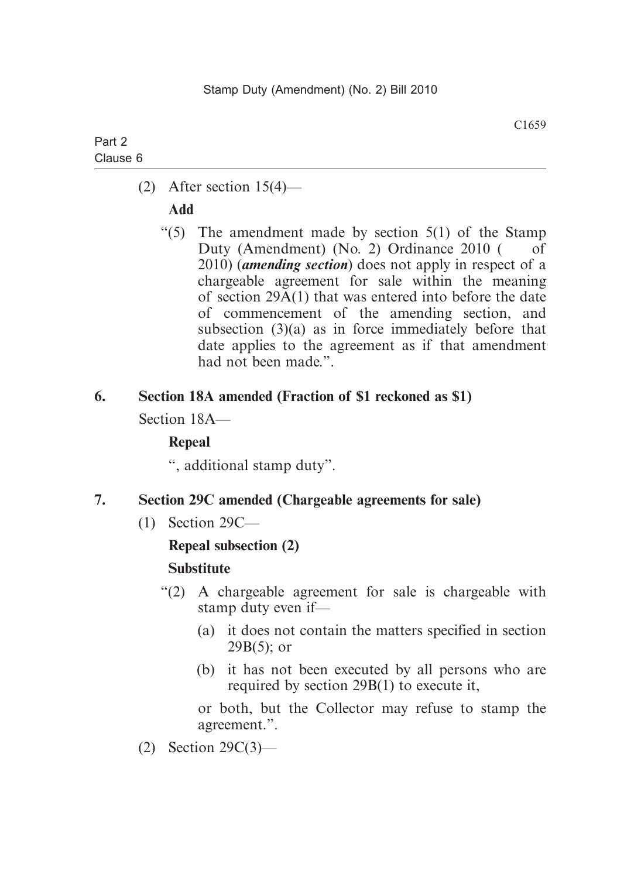(2) After section 15(4)—

**Add**

"(5) The amendment made by section 5(1) of the Stamp Duty (Amendment) (No. 2) Ordinance 2010 (   of 2010) (***amending section***) does not apply in respect of a chargeable agreement for sale within the meaning of section 29A(1) that was entered into before the date of commencement of the amending section, and subsection (3)(a) as in force immediately before that date applies to the agreement as if that amendment had not been made.".

**6. Section 18A amended (Fraction of $1 reckoned as $1)**

Section 18A—

**Repeal**

", additional stamp duty".

**7. Section 29C amended (Chargeable agreements for sale)**

(1) Section 29C—

**Repeal subsection (2)**

**Substitute**

"(2) A chargeable agreement for sale is chargeable with stamp duty even if—

(a) it does not contain the matters specified in section 29B(5); or

(b) it has not been executed by all persons who are required by section 29B(1) to execute it,

or both, but the Collector may refuse to stamp the agreement.".

(2) Section 29C(3)—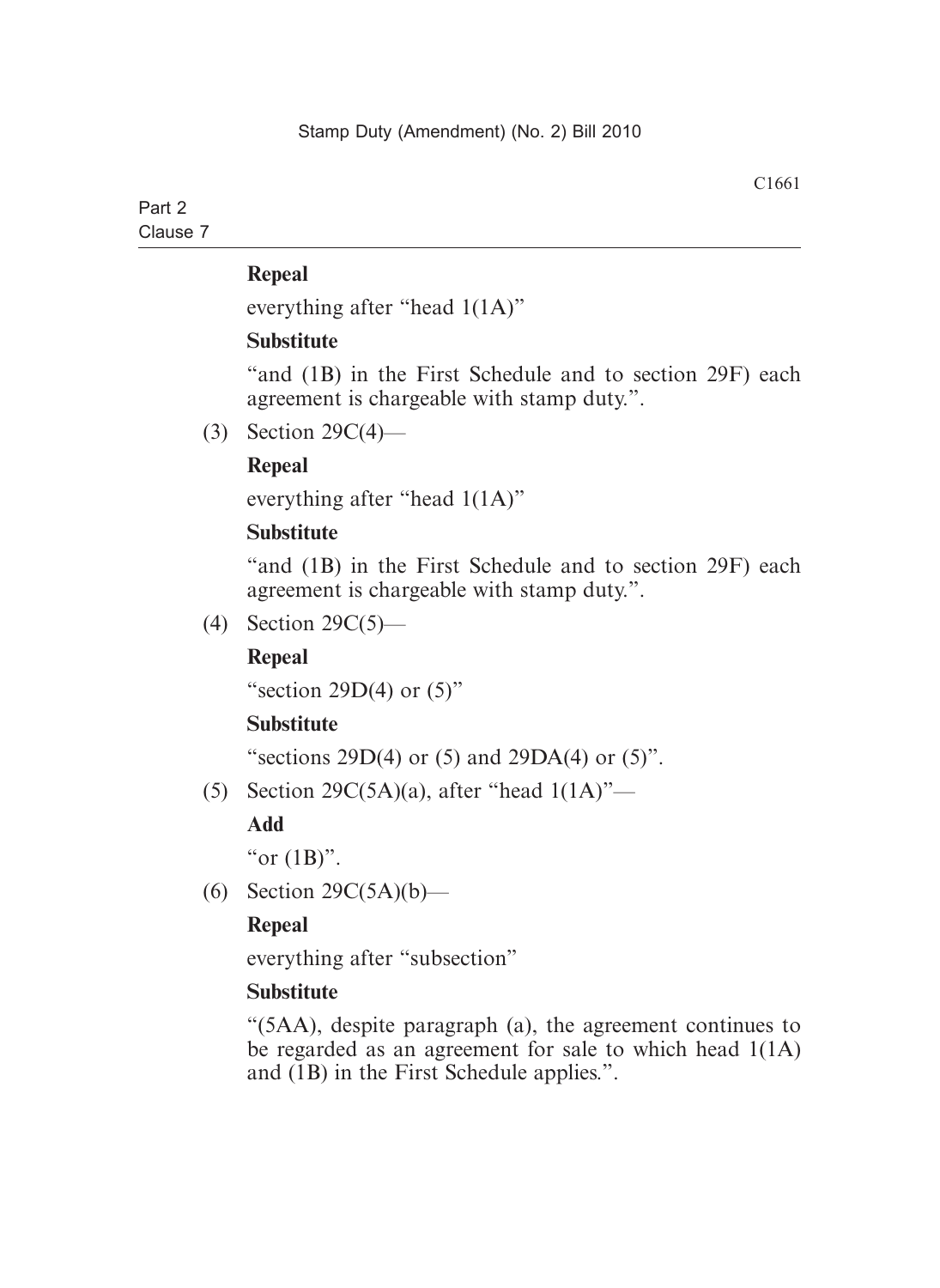**Repeal**

everything after "head 1(1A)"

**Substitute**

"and (1B) in the First Schedule and to section 29F) each agreement is chargeable with stamp duty.".

(3) Section 29C(4)—

**Repeal**

everything after "head 1(1A)"

**Substitute**

"and (1B) in the First Schedule and to section 29F) each agreement is chargeable with stamp duty.".

(4) Section 29C(5)—

**Repeal**

"section 29D(4) or (5)"

**Substitute**

"sections 29D(4) or (5) and 29DA(4) or (5)".

(5) Section 29C(5A)(a), after "head 1(1A)"—

**Add**

"or (1B)".

(6) Section 29C(5A)(b)—

**Repeal**

everything after "subsection"

**Substitute**

"(5AA), despite paragraph (a), the agreement continues to be regarded as an agreement for sale to which head 1(1A) and (1B) in the First Schedule applies.".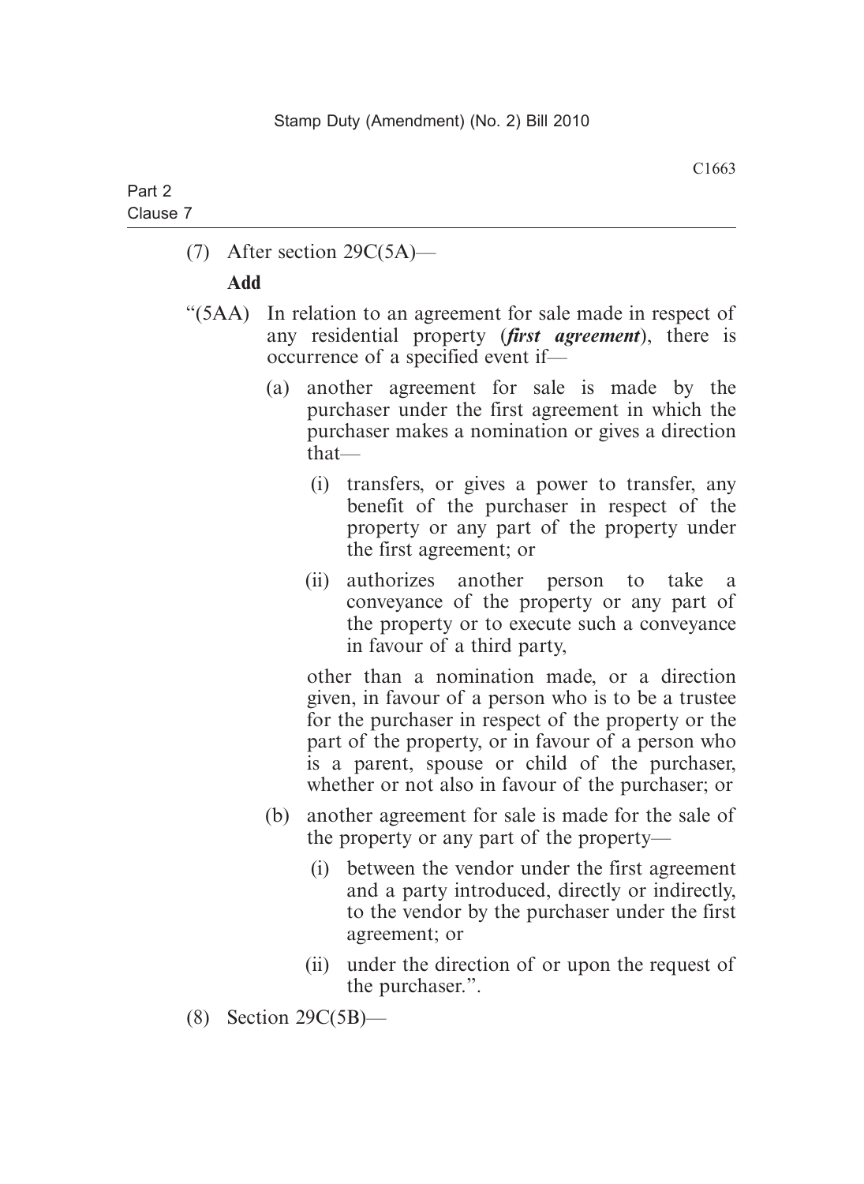(7) After section 29C(5A)—

**Add**

"(5AA) In relation to an agreement for sale made in respect of any residential property (***first agreement***), there is occurrence of a specified event if—

(a) another agreement for sale is made by the purchaser under the first agreement in which the purchaser makes a nomination or gives a direction that—

(i) transfers, or gives a power to transfer, any benefit of the purchaser in respect of the property or any part of the property under the first agreement; or

(ii) authorizes another person to take a conveyance of the property or any part of the property or to execute such a conveyance in favour of a third party,

other than a nomination made, or a direction given, in favour of a person who is to be a trustee for the purchaser in respect of the property or the part of the property, or in favour of a person who is a parent, spouse or child of the purchaser, whether or not also in favour of the purchaser; or

(b) another agreement for sale is made for the sale of the property or any part of the property—

(i) between the vendor under the first agreement and a party introduced, directly or indirectly, to the vendor by the purchaser under the first agreement; or

(ii) under the direction of or upon the request of the purchaser.".

(8) Section 29C(5B)—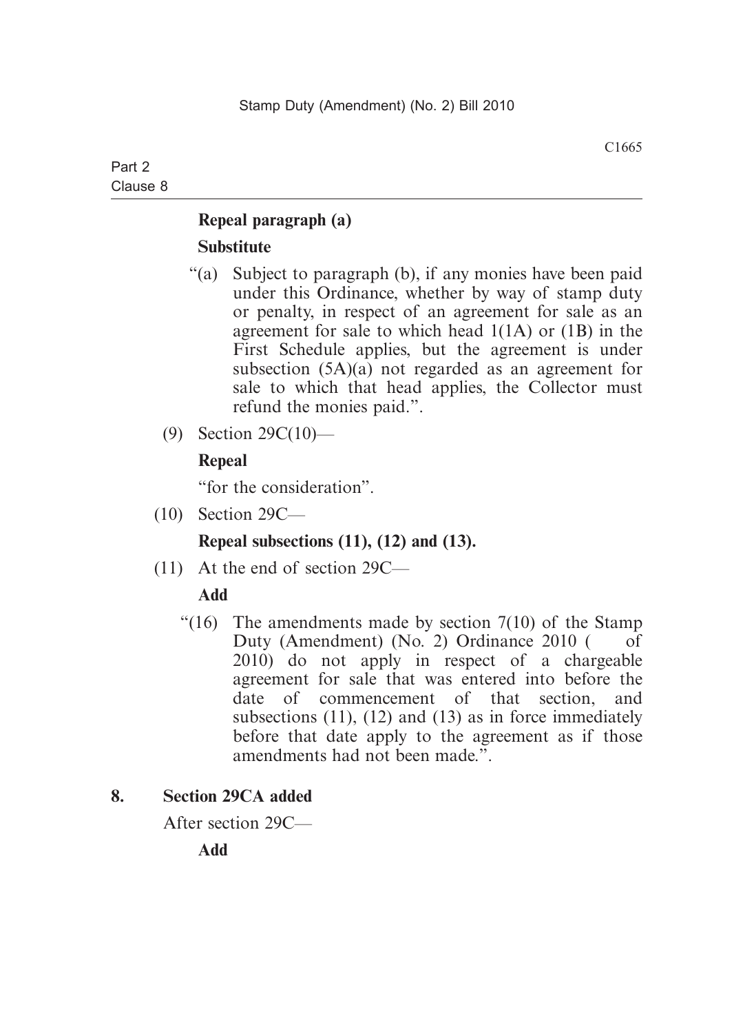**Repeal paragraph (a)**

**Substitute**

"(a) Subject to paragraph (b), if any monies have been paid under this Ordinance, whether by way of stamp duty or penalty, in respect of an agreement for sale as an agreement for sale to which head 1(1A) or (1B) in the First Schedule applies, but the agreement is under subsection (5A)(a) not regarded as an agreement for sale to which that head applies, the Collector must refund the monies paid.".

(9) Section 29C(10)—

**Repeal**

"for the consideration".

(10) Section 29C—

**Repeal subsections (11), (12) and (13).**

(11) At the end of section 29C—

**Add**

"(16) The amendments made by section 7(10) of the Stamp Duty (Amendment) (No. 2) Ordinance 2010 (    of 2010) do not apply in respect of a chargeable agreement for sale that was entered into before the date of commencement of that section, and subsections (11), (12) and (13) as in force immediately before that date apply to the agreement as if those amendments had not been made.".

**8. Section 29CA added**

After section 29C—

**Add**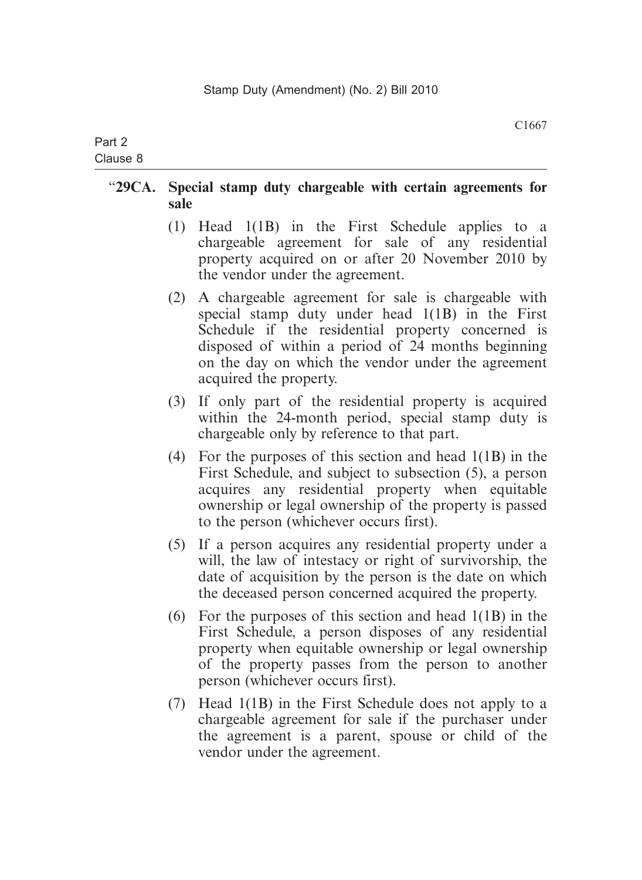**"29CA. Special stamp duty chargeable with certain agreements for sale**

(1) Head 1(1B) in the First Schedule applies to a chargeable agreement for sale of any residential property acquired on or after 20 November 2010 by the vendor under the agreement.

(2) A chargeable agreement for sale is chargeable with special stamp duty under head 1(1B) in the First Schedule if the residential property concerned is disposed of within a period of 24 months beginning on the day on which the vendor under the agreement acquired the property.

(3) If only part of the residential property is acquired within the 24-month period, special stamp duty is chargeable only by reference to that part.

(4) For the purposes of this section and head 1(1B) in the First Schedule, and subject to subsection (5), a person acquires any residential property when equitable ownership or legal ownership of the property is passed to the person (whichever occurs first).

(5) If a person acquires any residential property under a will, the law of intestacy or right of survivorship, the date of acquisition by the person is the date on which the deceased person concerned acquired the property.

(6) For the purposes of this section and head 1(1B) in the First Schedule, a person disposes of any residential property when equitable ownership or legal ownership of the property passes from the person to another person (whichever occurs first).

(7) Head 1(1B) in the First Schedule does not apply to a chargeable agreement for sale if the purchaser under the agreement is a parent, spouse or child of the vendor under the agreement.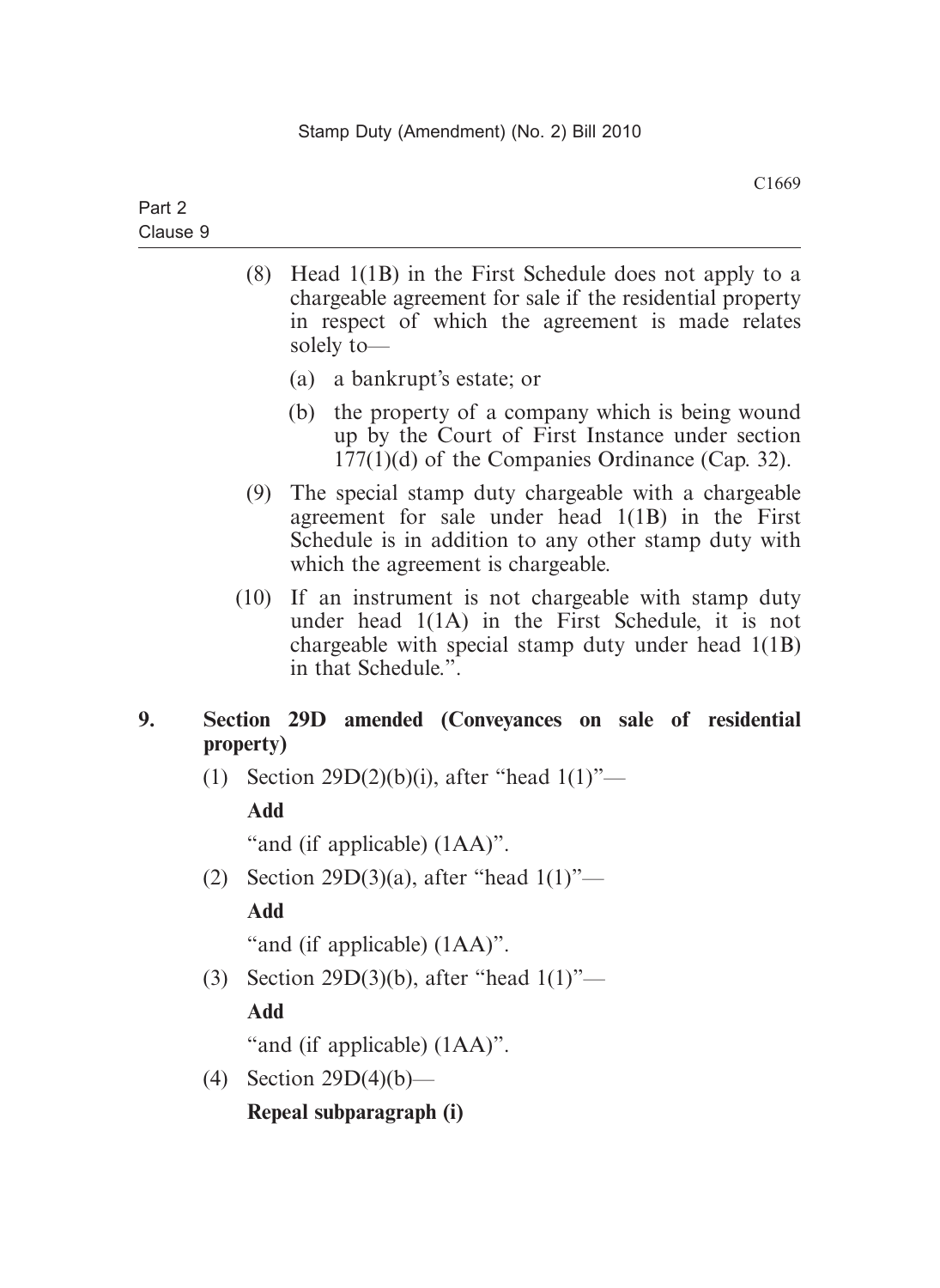(8) Head 1(1B) in the First Schedule does not apply to a chargeable agreement for sale if the residential property in respect of which the agreement is made relates solely to—

(a) a bankrupt's estate; or

(b) the property of a company which is being wound up by the Court of First Instance under section 177(1)(d) of the Companies Ordinance (Cap. 32).

(9) The special stamp duty chargeable with a chargeable agreement for sale under head 1(1B) in the First Schedule is in addition to any other stamp duty with which the agreement is chargeable.

(10) If an instrument is not chargeable with stamp duty under head 1(1A) in the First Schedule, it is not chargeable with special stamp duty under head 1(1B) in that Schedule.".

**9. Section 29D amended (Conveyances on sale of residential property)**

(1) Section 29D(2)(b)(i), after "head 1(1)"—

**Add**

"and (if applicable) (1AA)".

(2) Section 29D(3)(a), after "head 1(1)"—

**Add**

"and (if applicable) (1AA)".

(3) Section 29D(3)(b), after "head 1(1)"—

**Add**

"and (if applicable) (1AA)".

(4) Section 29D(4)(b)—

**Repeal subparagraph (i)**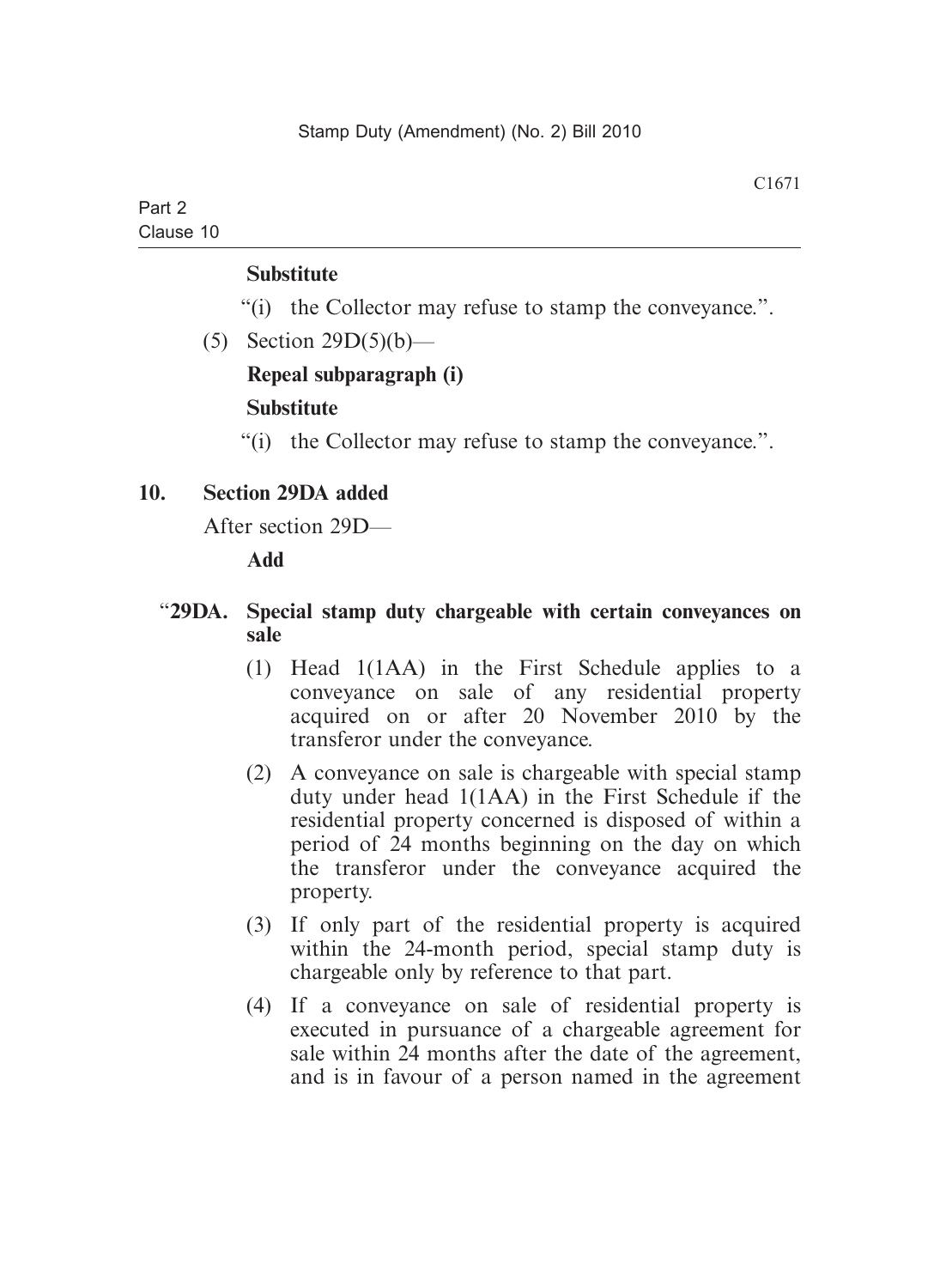**Substitute**

"(i) the Collector may refuse to stamp the conveyance.".

(5) Section 29D(5)(b)—

**Repeal subparagraph (i)**

**Substitute**

"(i) the Collector may refuse to stamp the conveyance.".

**10. Section 29DA added**

After section 29D—

**Add**

"**29DA. Special stamp duty chargeable with certain conveyances on sale**

(1) Head 1(1AA) in the First Schedule applies to a conveyance on sale of any residential property acquired on or after 20 November 2010 by the transferor under the conveyance.

(2) A conveyance on sale is chargeable with special stamp duty under head 1(1AA) in the First Schedule if the residential property concerned is disposed of within a period of 24 months beginning on the day on which the transferor under the conveyance acquired the property.

(3) If only part of the residential property is acquired within the 24-month period, special stamp duty is chargeable only by reference to that part.

(4) If a conveyance on sale of residential property is executed in pursuance of a chargeable agreement for sale within 24 months after the date of the agreement, and is in favour of a person named in the agreement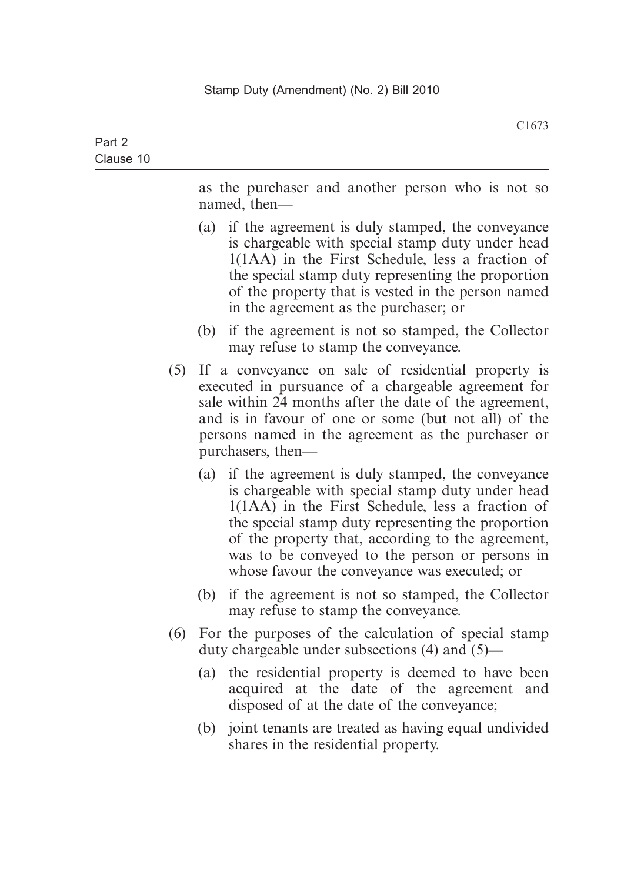as the purchaser and another person who is not so named, then—

(a) if the agreement is duly stamped, the conveyance is chargeable with special stamp duty under head 1(1AA) in the First Schedule, less a fraction of the special stamp duty representing the proportion of the property that is vested in the person named in the agreement as the purchaser; or

(b) if the agreement is not so stamped, the Collector may refuse to stamp the conveyance.

(5) If a conveyance on sale of residential property is executed in pursuance of a chargeable agreement for sale within 24 months after the date of the agreement, and is in favour of one or some (but not all) of the persons named in the agreement as the purchaser or purchasers, then—

(a) if the agreement is duly stamped, the conveyance is chargeable with special stamp duty under head 1(1AA) in the First Schedule, less a fraction of the special stamp duty representing the proportion of the property that, according to the agreement, was to be conveyed to the person or persons in whose favour the conveyance was executed; or

(b) if the agreement is not so stamped, the Collector may refuse to stamp the conveyance.

(6) For the purposes of the calculation of special stamp duty chargeable under subsections (4) and (5)—

(a) the residential property is deemed to have been acquired at the date of the agreement and disposed of at the date of the conveyance;

(b) joint tenants are treated as having equal undivided shares in the residential property.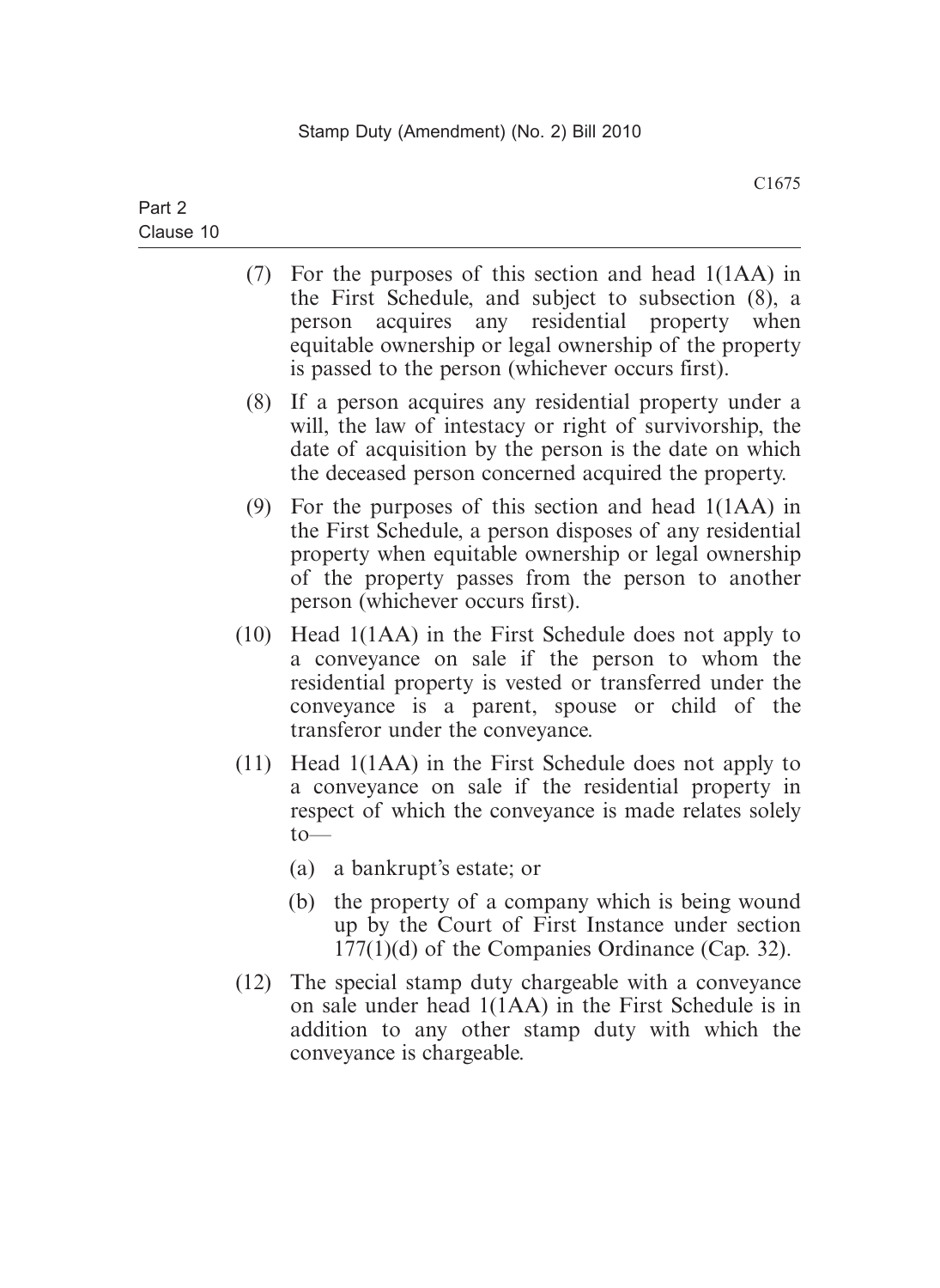(7) For the purposes of this section and head 1(1AA) in the First Schedule, and subject to subsection (8), a person acquires any residential property when equitable ownership or legal ownership of the property is passed to the person (whichever occurs first).

(8) If a person acquires any residential property under a will, the law of intestacy or right of survivorship, the date of acquisition by the person is the date on which the deceased person concerned acquired the property.

(9) For the purposes of this section and head 1(1AA) in the First Schedule, a person disposes of any residential property when equitable ownership or legal ownership of the property passes from the person to another person (whichever occurs first).

(10) Head 1(1AA) in the First Schedule does not apply to a conveyance on sale if the person to whom the residential property is vested or transferred under the conveyance is a parent, spouse or child of the transferor under the conveyance.

(11) Head 1(1AA) in the First Schedule does not apply to a conveyance on sale if the residential property in respect of which the conveyance is made relates solely to—

- (a) a bankrupt's estate; or
- (b) the property of a company which is being wound up by the Court of First Instance under section 177(1)(d) of the Companies Ordinance (Cap. 32).

(12) The special stamp duty chargeable with a conveyance on sale under head 1(1AA) in the First Schedule is in addition to any other stamp duty with which the conveyance is chargeable.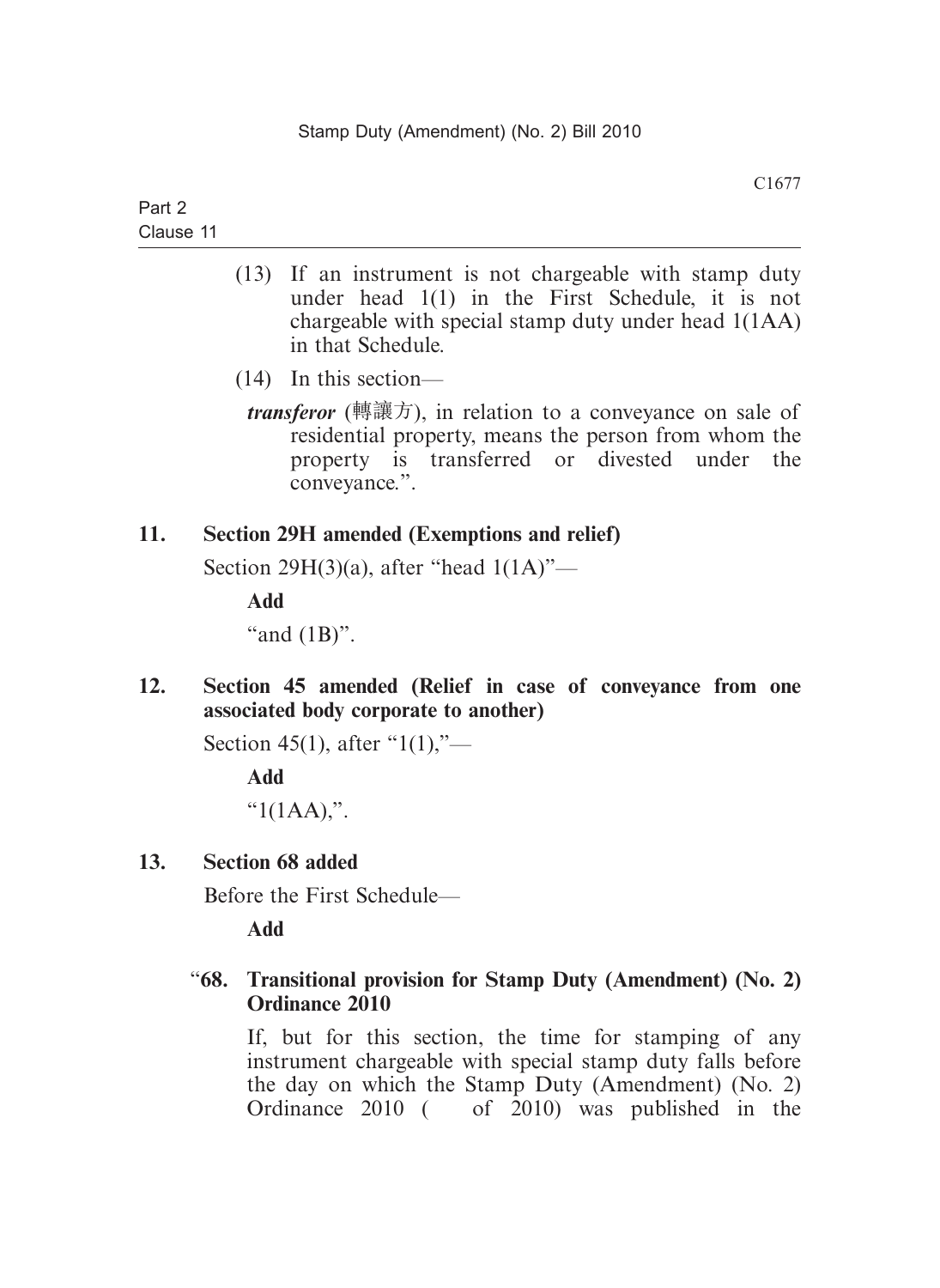(13) If an instrument is not chargeable with stamp duty under head 1(1) in the First Schedule, it is not chargeable with special stamp duty under head 1(1AA) in that Schedule.

(14) In this section—

***transferor*** (轉讓方), in relation to a conveyance on sale of residential property, means the person from whom the property is transferred or divested under the conveyance.".

**11. Section 29H amended (Exemptions and relief)**

Section 29H(3)(a), after "head 1(1A)"—

**Add**

"and (1B)".

**12. Section 45 amended (Relief in case of conveyance from one associated body corporate to another)**

Section 45(1), after "1(1),"—

**Add**

"1(1AA),".

**13. Section 68 added**

Before the First Schedule—

**Add**

"**68. Transitional provision for Stamp Duty (Amendment) (No. 2) Ordinance 2010**

If, but for this section, the time for stamping of any instrument chargeable with special stamp duty falls before the day on which the Stamp Duty (Amendment) (No. 2) Ordinance 2010 (   of 2010) was published in the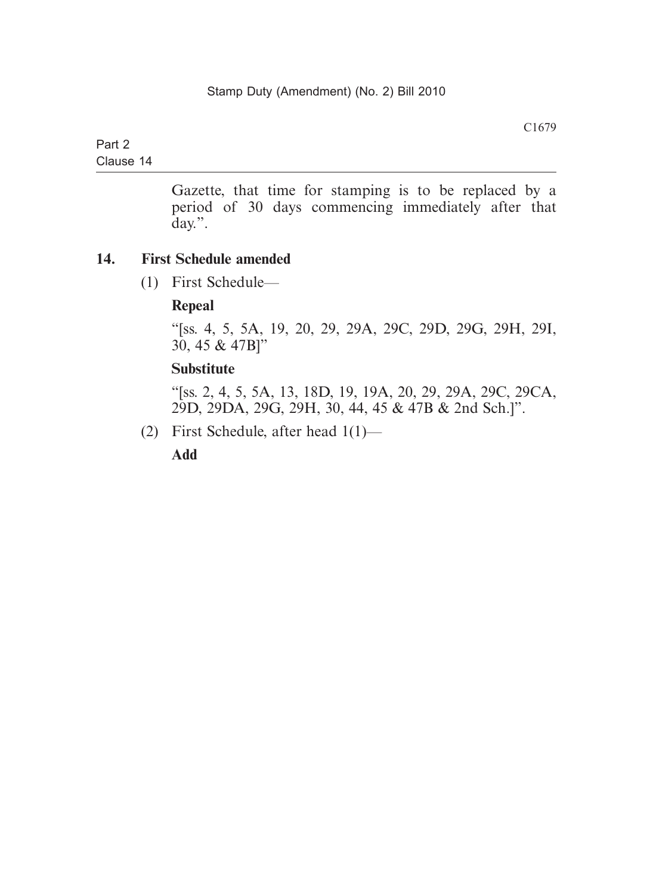Gazette, that time for stamping is to be replaced by a period of 30 days commencing immediately after that day.”.

**14. First Schedule amended**

(1) First Schedule—

**Repeal**

“[ss. 4, 5, 5A, 19, 20, 29, 29A, 29C, 29D, 29G, 29H, 29I, 30, 45 & 47B]”

**Substitute**

“[ss. 2, 4, 5, 5A, 13, 18D, 19, 19A, 20, 29, 29A, 29C, 29CA, 29D, 29DA, 29G, 29H, 30, 44, 45 & 47B & 2nd Sch.]”.

(2) First Schedule, after head 1(1)—

**Add**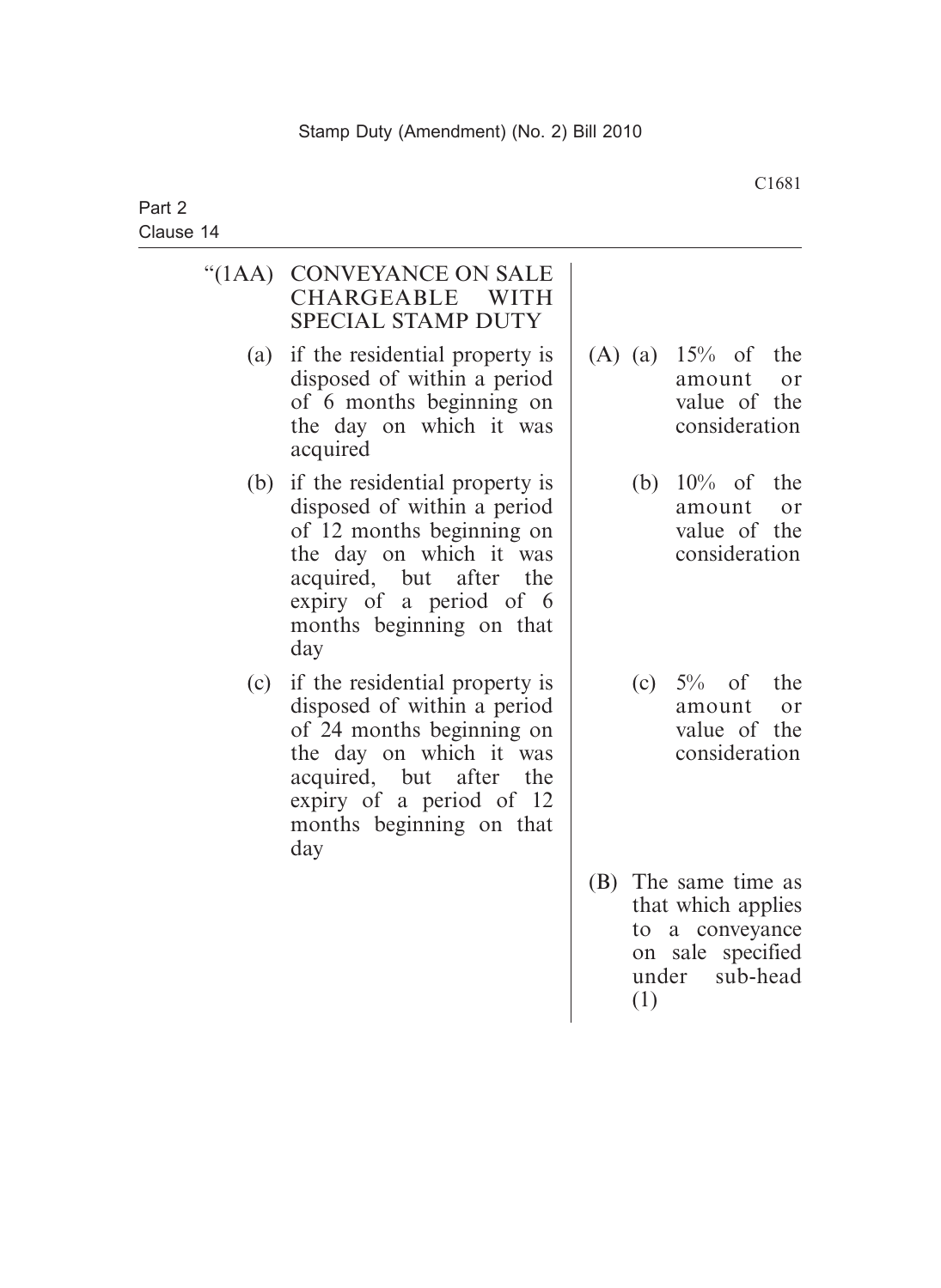| | |
|---|---|
| "(1AA) CONVEYANCE ON SALE CHARGEABLE WITH SPECIAL STAMP DUTY | |
| (a) if the residential property is disposed of within a period of 6 months beginning on the day on which it was acquired | (A) (a) 15% of the amount or value of the consideration |
| (b) if the residential property is disposed of within a period of 12 months beginning on the day on which it was acquired, but after the expiry of a period of 6 months beginning on that day | (b) 10% of the amount or value of the consideration |
| (c) if the residential property is disposed of within a period of 24 months beginning on the day on which it was acquired, but after the expiry of a period of 12 months beginning on that day | (c) 5% of the amount or value of the consideration |
| | (B) The same time as that which applies to a conveyance on sale specified under sub-head (1) |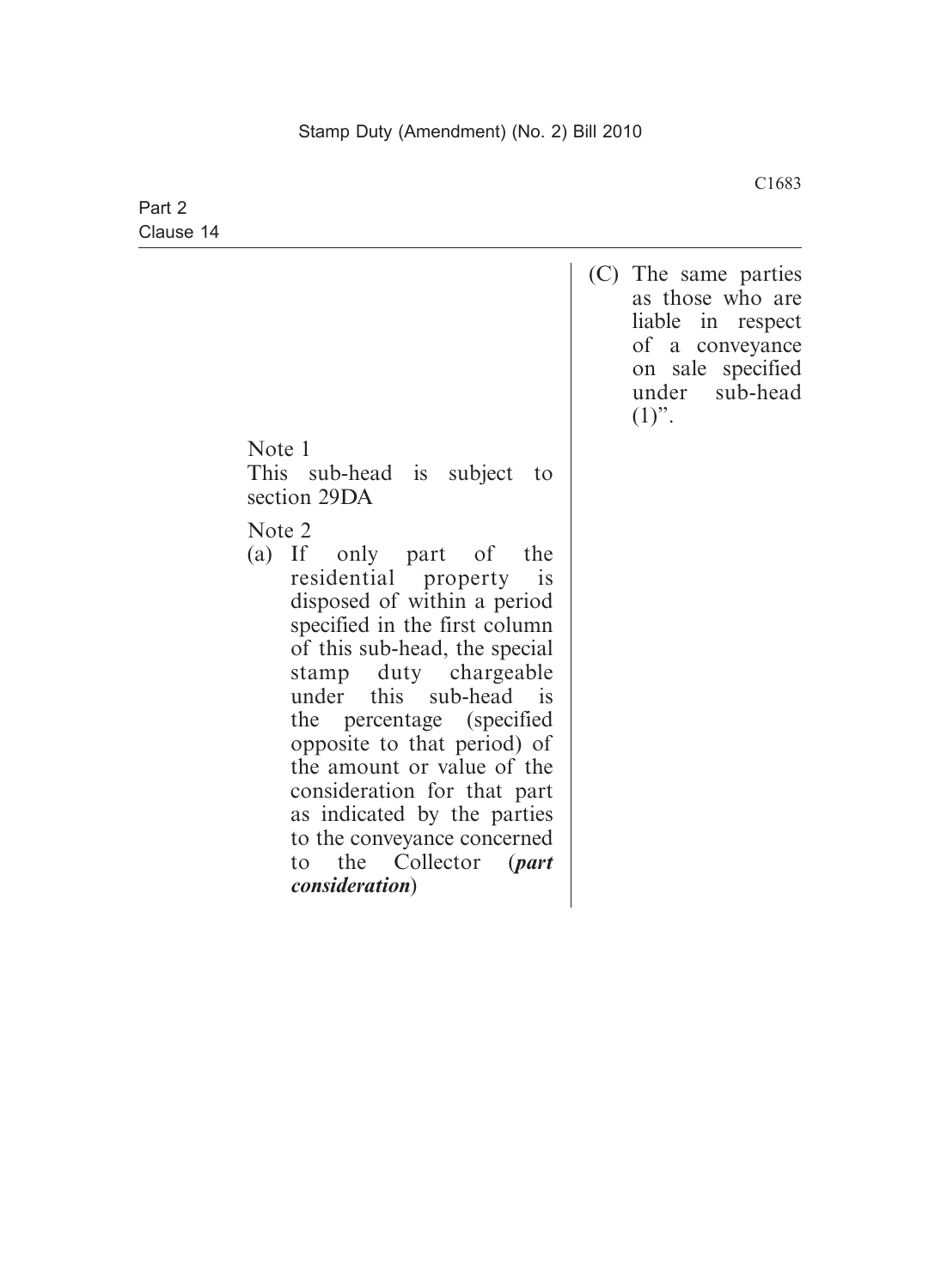(C) The same parties as those who are liable in respect of a conveyance on sale specified under sub-head (1)".

Note 1

This sub-head is subject to section 29DA

Note 2

(a) If only part of the residential property is disposed of within a period specified in the first column of this sub-head, the special stamp duty chargeable under this sub-head is the percentage (specified opposite to that period) of the amount or value of the consideration for that part as indicated by the parties to the conveyance concerned to the Collector (***part consideration***)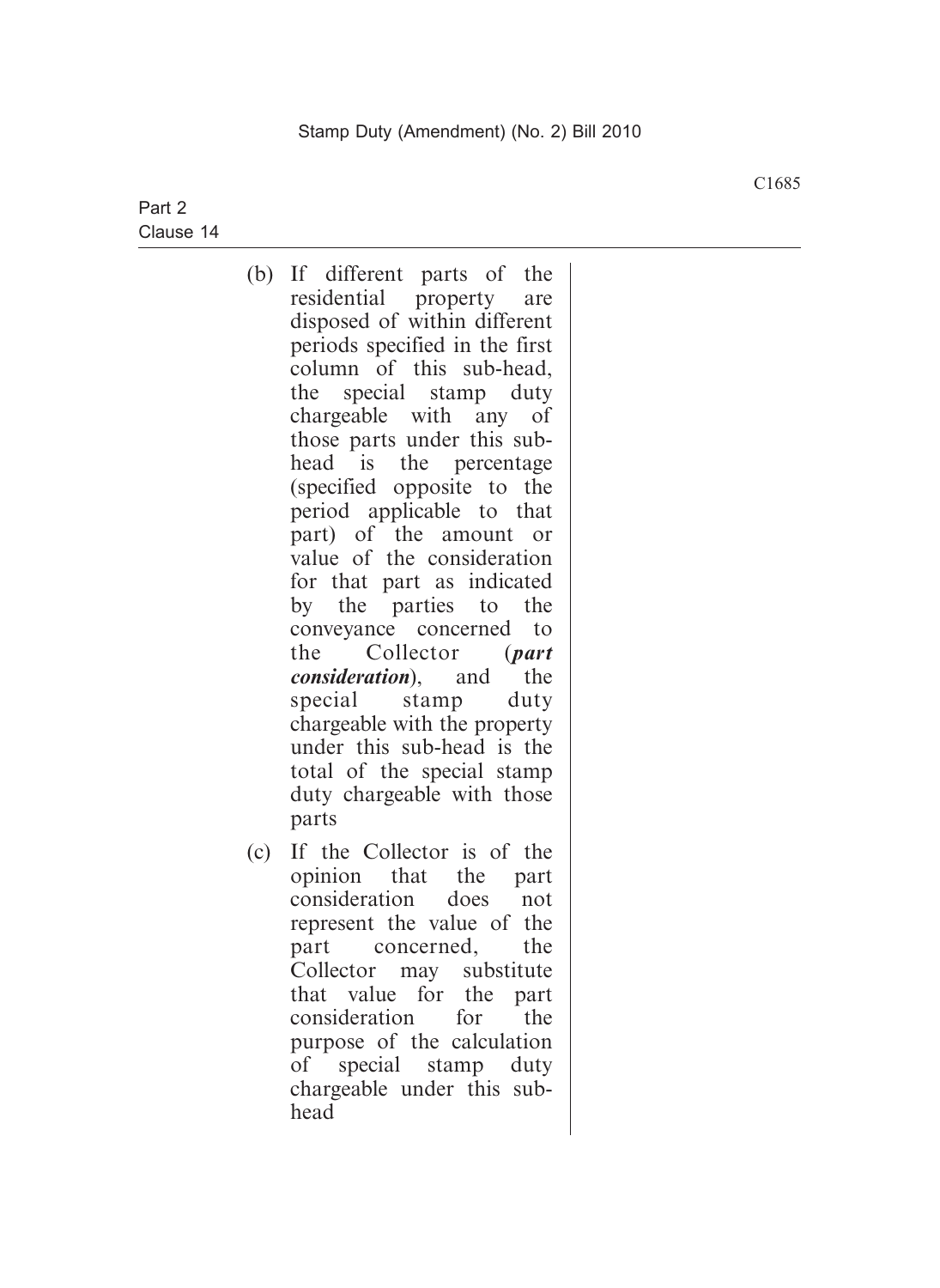(b) If different parts of the residential property are disposed of within different periods specified in the first column of this sub-head, the special stamp duty chargeable with any of those parts under this sub-head is the percentage (specified opposite to the period applicable to that part) of the amount or value of the consideration for that part as indicated by the parties to the conveyance concerned to the Collector (***part consideration***), and the special stamp duty chargeable with the property under this sub-head is the total of the special stamp duty chargeable with those parts

(c) If the Collector is of the opinion that the part consideration does not represent the value of the part concerned, the Collector may substitute that value for the part consideration for the purpose of the calculation of special stamp duty chargeable under this sub-head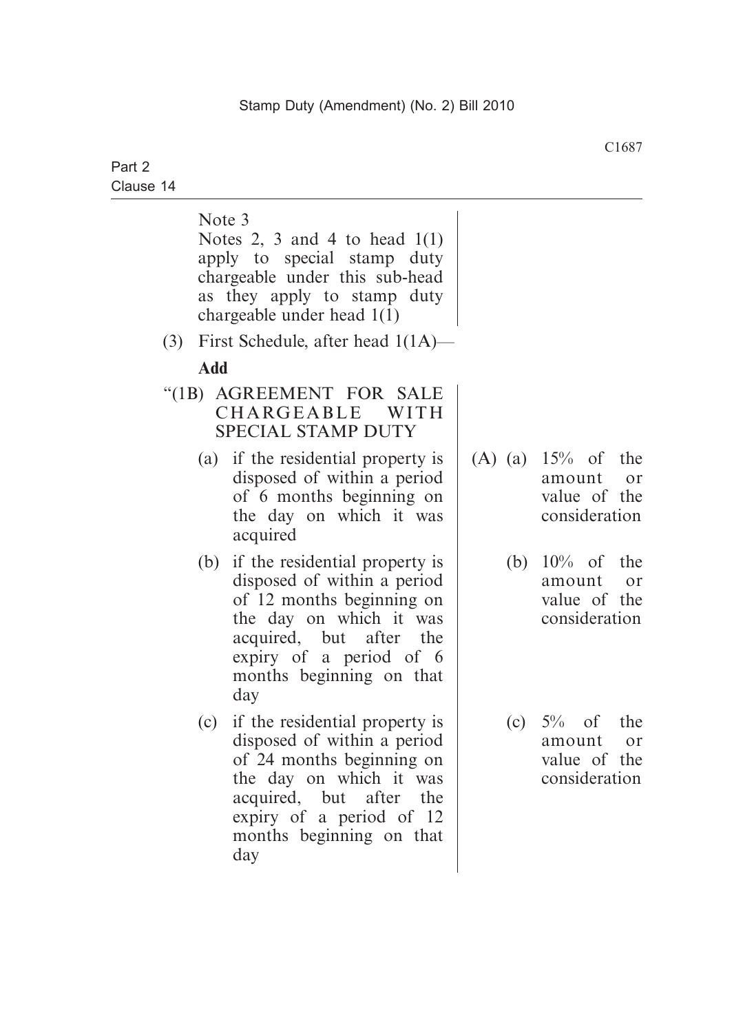Note 3
Notes 2, 3 and 4 to head 1(1) apply to special stamp duty chargeable under this sub-head as they apply to stamp duty chargeable under head 1(1)

(3) First Schedule, after head 1(1A)—

**Add**

| | |
|---|---|
| “(1B) AGREEMENT FOR SALE CHARGEABLE WITH SPECIAL STAMP DUTY | |
| (a) if the residential property is disposed of within a period of 6 months beginning on the day on which it was acquired | (A) (a) 15% of the amount or value of the consideration |
| (b) if the residential property is disposed of within a period of 12 months beginning on the day on which it was acquired, but after the expiry of a period of 6 months beginning on that day | (b) 10% of the amount or value of the consideration |
| (c) if the residential property is disposed of within a period of 24 months beginning on the day on which it was acquired, but after the expiry of a period of 12 months beginning on that day | (c) 5% of the amount or value of the consideration |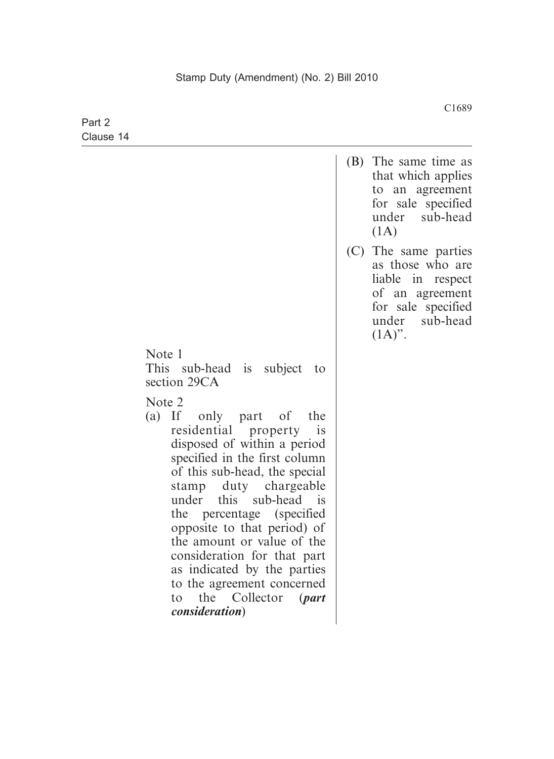| | |
|---|---|
| Note 1<br>This sub-head is subject to section 29CA<br><br>Note 2<br>(a) If only part of the residential property is disposed of within a period specified in the first column of this sub-head, the special stamp duty chargeable under this sub-head is the percentage (specified opposite to that period) of the amount or value of the consideration for that part as indicated by the parties to the agreement concerned to the Collector (***part consideration***) | (B) The same time as that which applies to an agreement for sale specified under sub-head (1A)<br><br>(C) The same parties as those who are liable in respect of an agreement for sale specified under sub-head (1A)". |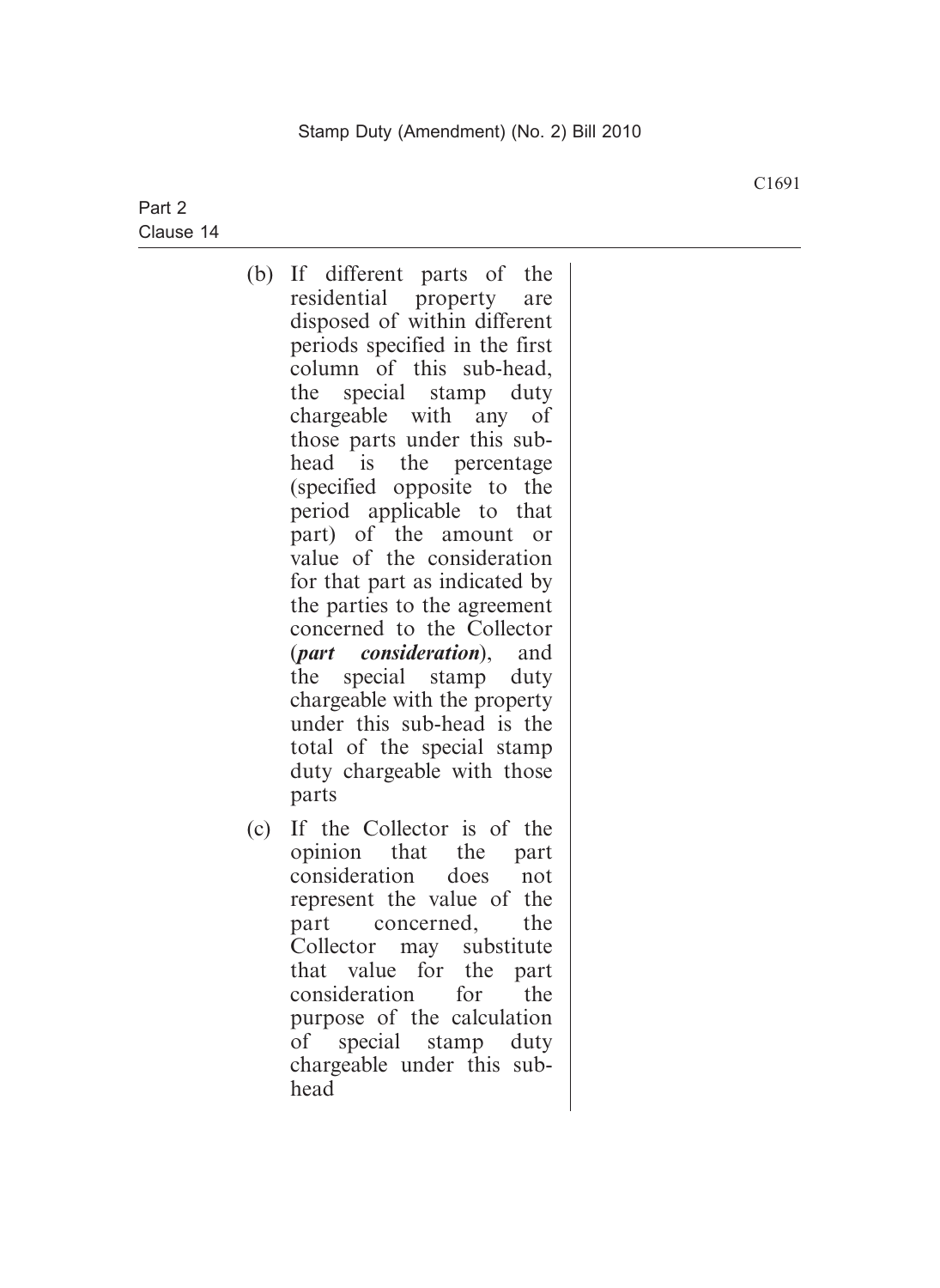(b) If different parts of the residential property are disposed of within different periods specified in the first column of this sub-head, the special stamp duty chargeable with any of those parts under this sub-head is the percentage (specified opposite to the period applicable to that part) of the amount or value of the consideration for that part as indicated by the parties to the agreement concerned to the Collector (***part consideration***), and the special stamp duty chargeable with the property under this sub-head is the total of the special stamp duty chargeable with those parts

(c) If the Collector is of the opinion that the part consideration does not represent the value of the part concerned, the Collector may substitute that value for the part consideration for the purpose of the calculation of special stamp duty chargeable under this sub-head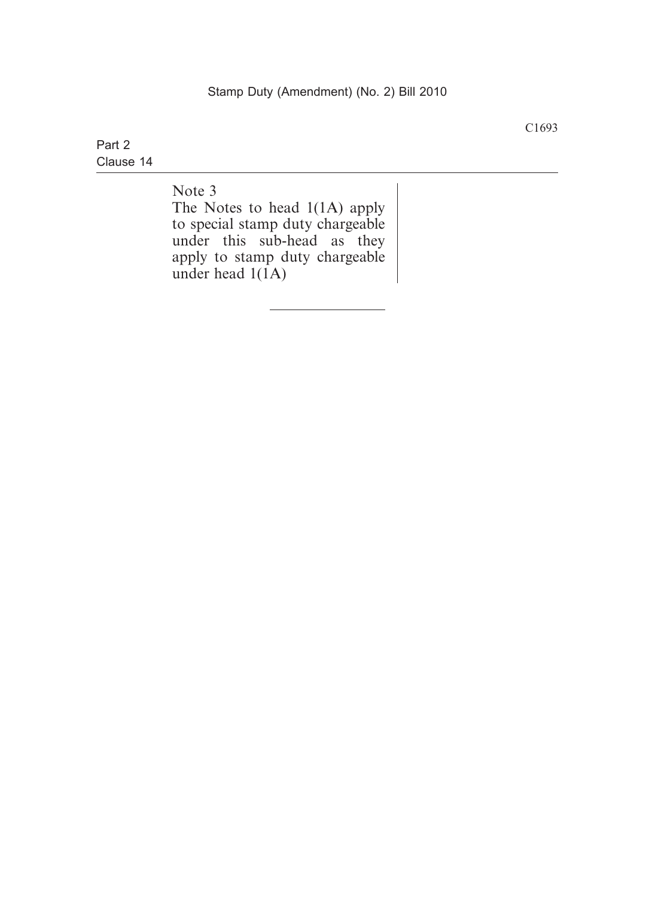Note 3

The Notes to head 1(1A) apply to special stamp duty chargeable under this sub-head as they apply to stamp duty chargeable under head 1(1A)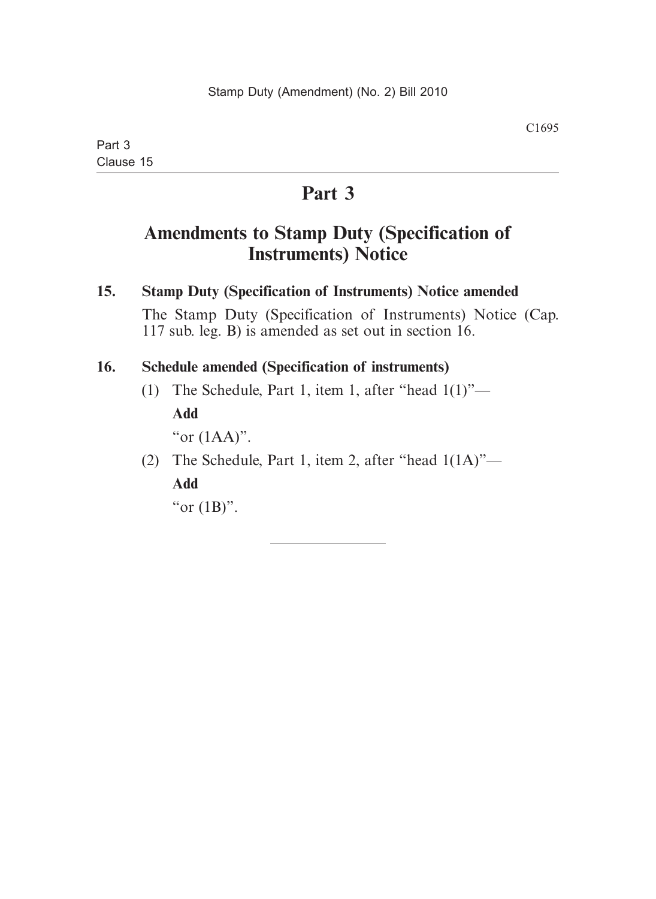# Part 3

## Amendments to Stamp Duty (Specification of Instruments) Notice

**15. Stamp Duty (Specification of Instruments) Notice amended**

The Stamp Duty (Specification of Instruments) Notice (Cap. 117 sub. leg. B) is amended as set out in section 16.

**16. Schedule amended (Specification of instruments)**

(1) The Schedule, Part 1, item 1, after "head 1(1)"—

**Add**

"or (1AA)".

(2) The Schedule, Part 1, item 2, after "head 1(1A)"—

**Add**

"or (1B)".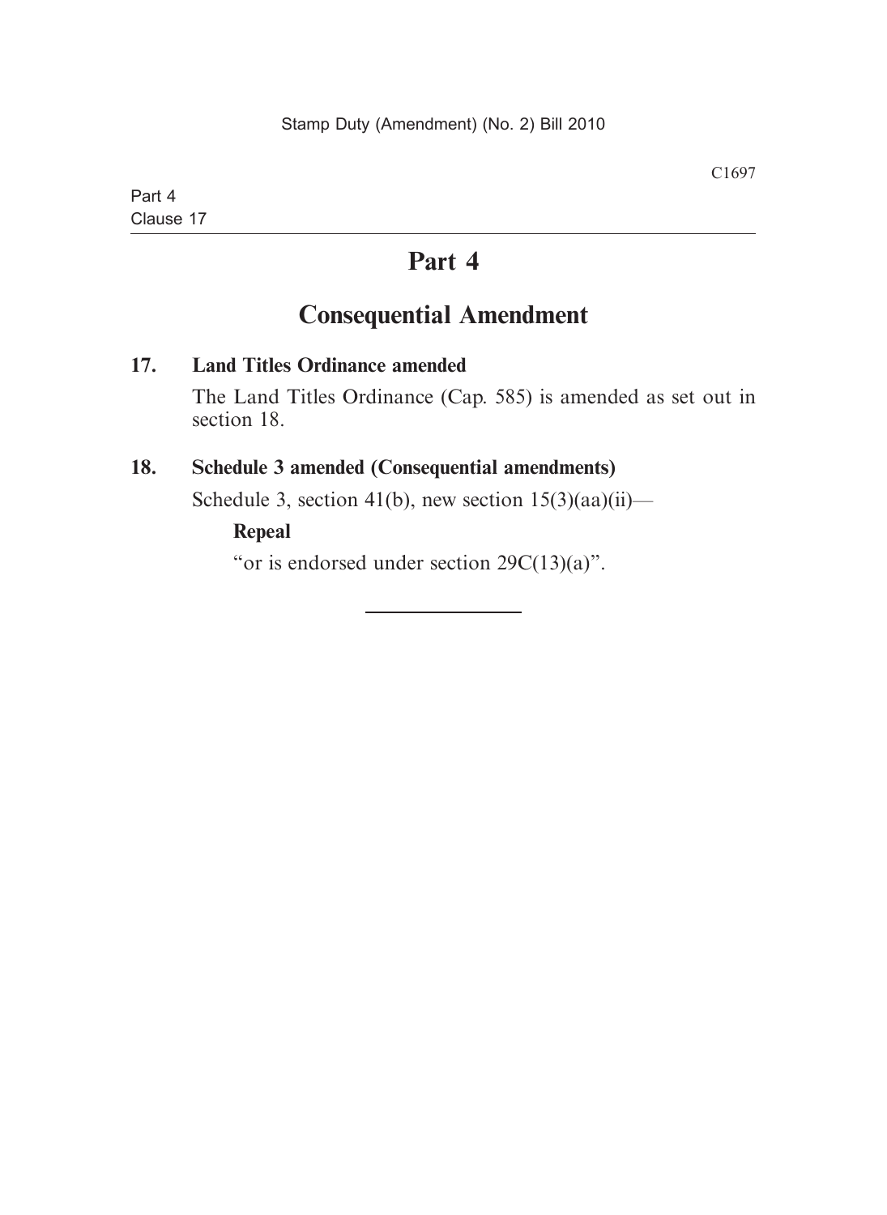# Part 4

## Consequential Amendment

**17. Land Titles Ordinance amended**

The Land Titles Ordinance (Cap. 585) is amended as set out in section 18.

**18. Schedule 3 amended (Consequential amendments)**

Schedule 3, section 41(b), new section 15(3)(aa)(ii)—

**Repeal**

"or is endorsed under section 29C(13)(a)".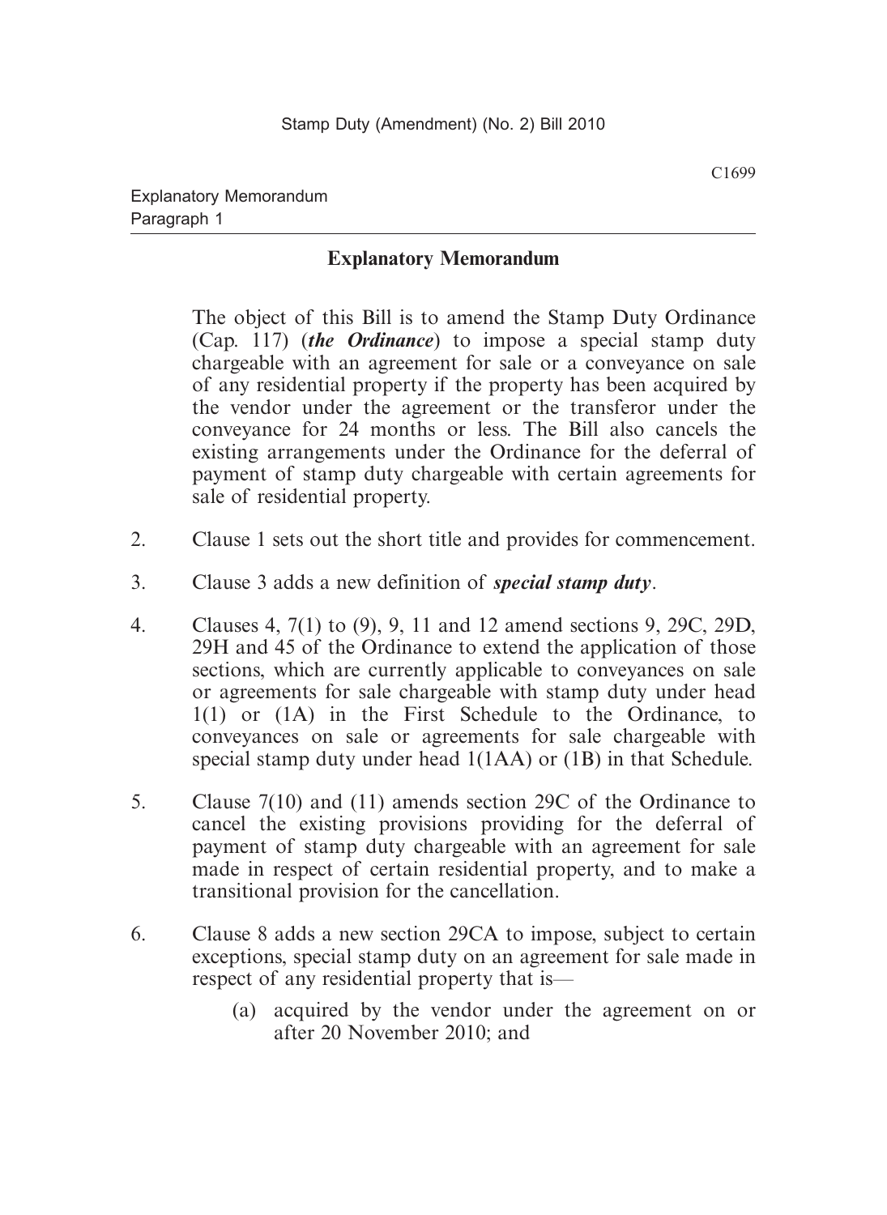## Explanatory Memorandum

The object of this Bill is to amend the Stamp Duty Ordinance (Cap. 117) (***the Ordinance***) to impose a special stamp duty chargeable with an agreement for sale or a conveyance on sale of any residential property if the property has been acquired by the vendor under the agreement or the transferor under the conveyance for 24 months or less. The Bill also cancels the existing arrangements under the Ordinance for the deferral of payment of stamp duty chargeable with certain agreements for sale of residential property.

2. Clause 1 sets out the short title and provides for commencement.

3. Clause 3 adds a new definition of ***special stamp duty***.

4. Clauses 4, 7(1) to (9), 9, 11 and 12 amend sections 9, 29C, 29D, 29H and 45 of the Ordinance to extend the application of those sections, which are currently applicable to conveyances on sale or agreements for sale chargeable with stamp duty under head 1(1) or (1A) in the First Schedule to the Ordinance, to conveyances on sale or agreements for sale chargeable with special stamp duty under head 1(1AA) or (1B) in that Schedule.

5. Clause 7(10) and (11) amends section 29C of the Ordinance to cancel the existing provisions providing for the deferral of payment of stamp duty chargeable with an agreement for sale made in respect of certain residential property, and to make a transitional provision for the cancellation.

6. Clause 8 adds a new section 29CA to impose, subject to certain exceptions, special stamp duty on an agreement for sale made in respect of any residential property that is—

   (a) acquired by the vendor under the agreement on or after 20 November 2010; and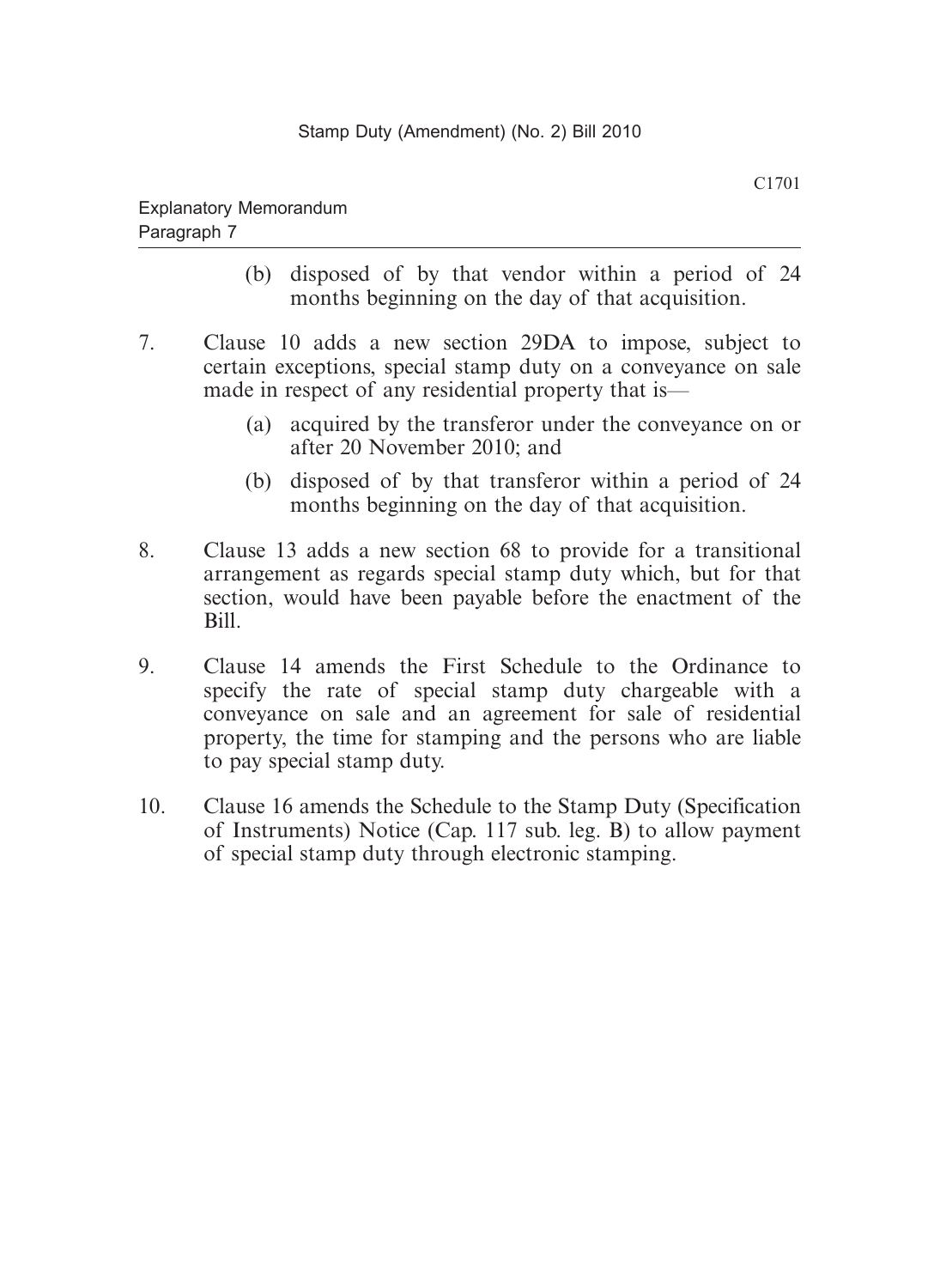(b) disposed of by that vendor within a period of 24 months beginning on the day of that acquisition.

7. Clause 10 adds a new section 29DA to impose, subject to certain exceptions, special stamp duty on a conveyance on sale made in respect of any residential property that is—

   (a) acquired by the transferor under the conveyance on or after 20 November 2010; and

   (b) disposed of by that transferor within a period of 24 months beginning on the day of that acquisition.

8. Clause 13 adds a new section 68 to provide for a transitional arrangement as regards special stamp duty which, but for that section, would have been payable before the enactment of the Bill.

9. Clause 14 amends the First Schedule to the Ordinance to specify the rate of special stamp duty chargeable with a conveyance on sale and an agreement for sale of residential property, the time for stamping and the persons who are liable to pay special stamp duty.

10. Clause 16 amends the Schedule to the Stamp Duty (Specification of Instruments) Notice (Cap. 117 sub. leg. B) to allow payment of special stamp duty through electronic stamping.